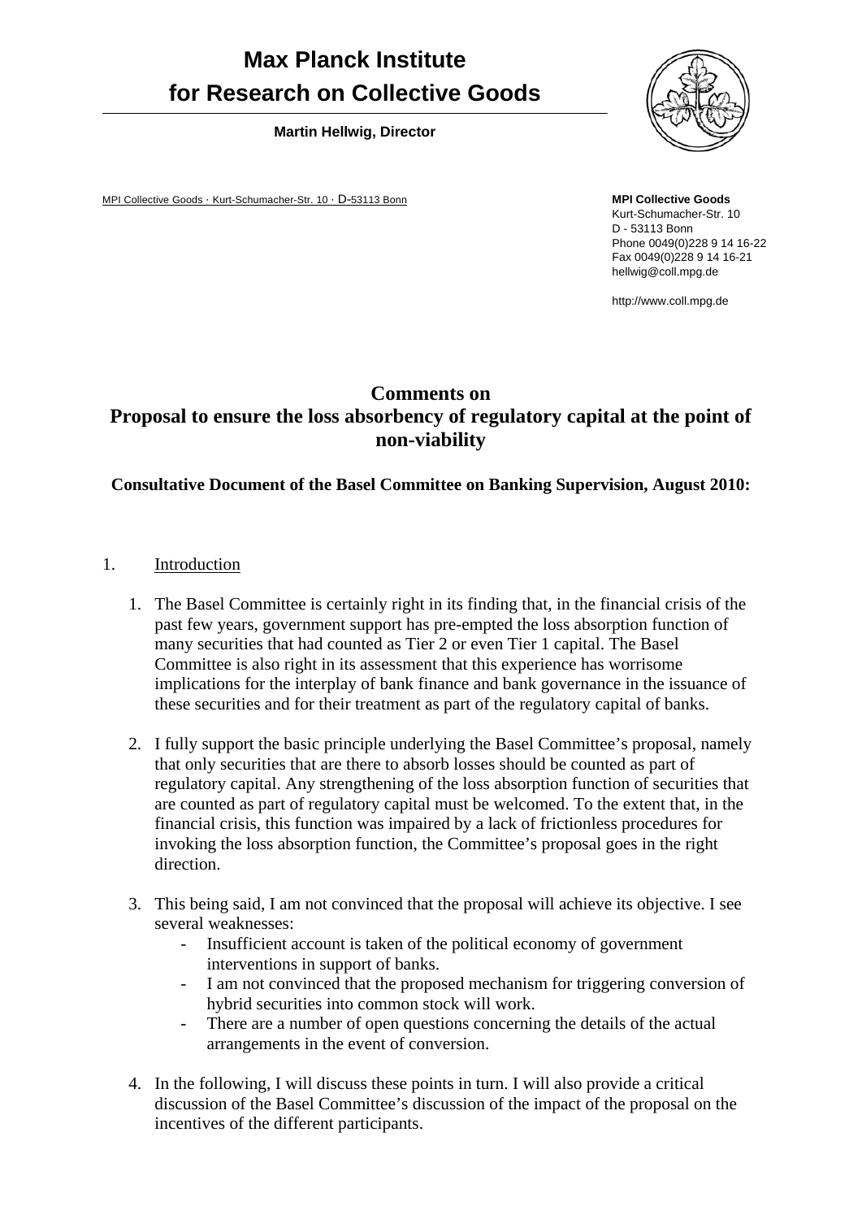# Max Planck Institute for Research on Collective Goods

**Martin Hellwig, Director**

MPI Collective Goods · Kurt-Schumacher-Str. 10 · D-53113 Bonn

**MPI Collective Goods**
Kurt-Schumacher-Str. 10
D - 53113 Bonn
Phone 0049(0)228 9 14 16-22
Fax 0049(0)228 9 14 16-21
hellwig@coll.mpg.de

http://www.coll.mpg.de

## Comments on Proposal to ensure the loss absorbency of regulatory capital at the point of non-viability

### Consultative Document of the Basel Committee on Banking Supervision, August 2010:

1. Introduction

1. The Basel Committee is certainly right in its finding that, in the financial crisis of the past few years, government support has pre-empted the loss absorption function of many securities that had counted as Tier 2 or even Tier 1 capital. The Basel Committee is also right in its assessment that this experience has worrisome implications for the interplay of bank finance and bank governance in the issuance of these securities and for their treatment as part of the regulatory capital of banks.

2. I fully support the basic principle underlying the Basel Committee's proposal, namely that only securities that are there to absorb losses should be counted as part of regulatory capital. Any strengthening of the loss absorption function of securities that are counted as part of regulatory capital must be welcomed. To the extent that, in the financial crisis, this function was impaired by a lack of frictionless procedures for invoking the loss absorption function, the Committee's proposal goes in the right direction.

3. This being said, I am not convinced that the proposal will achieve its objective. I see several weaknesses:
   - Insufficient account is taken of the political economy of government interventions in support of banks.
   - I am not convinced that the proposed mechanism for triggering conversion of hybrid securities into common stock will work.
   - There are a number of open questions concerning the details of the actual arrangements in the event of conversion.

4. In the following, I will discuss these points in turn. I will also provide a critical discussion of the Basel Committee's discussion of the impact of the proposal on the incentives of the different participants.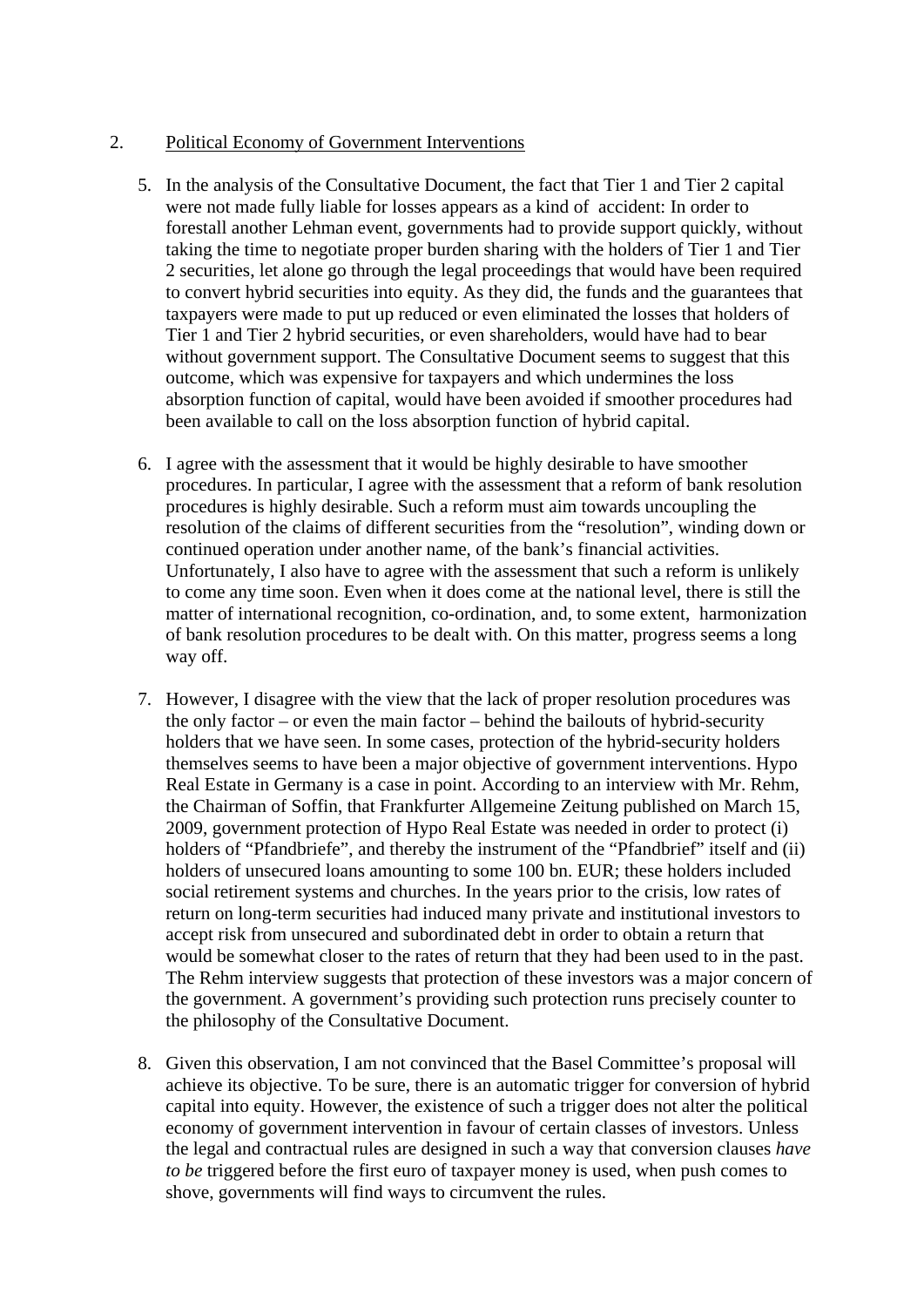2. Political Economy of Government Interventions

5. In the analysis of the Consultative Document, the fact that Tier 1 and Tier 2 capital were not made fully liable for losses appears as a kind of accident: In order to forestall another Lehman event, governments had to provide support quickly, without taking the time to negotiate proper burden sharing with the holders of Tier 1 and Tier 2 securities, let alone go through the legal proceedings that would have been required to convert hybrid securities into equity. As they did, the funds and the guarantees that taxpayers were made to put up reduced or even eliminated the losses that holders of Tier 1 and Tier 2 hybrid securities, or even shareholders, would have had to bear without government support. The Consultative Document seems to suggest that this outcome, which was expensive for taxpayers and which undermines the loss absorption function of capital, would have been avoided if smoother procedures had been available to call on the loss absorption function of hybrid capital.

6. I agree with the assessment that it would be highly desirable to have smoother procedures. In particular, I agree with the assessment that a reform of bank resolution procedures is highly desirable. Such a reform must aim towards uncoupling the resolution of the claims of different securities from the "resolution", winding down or continued operation under another name, of the bank's financial activities. Unfortunately, I also have to agree with the assessment that such a reform is unlikely to come any time soon. Even when it does come at the national level, there is still the matter of international recognition, co-ordination, and, to some extent, harmonization of bank resolution procedures to be dealt with. On this matter, progress seems a long way off.

7. However, I disagree with the view that the lack of proper resolution procedures was the only factor – or even the main factor – behind the bailouts of hybrid-security holders that we have seen. In some cases, protection of the hybrid-security holders themselves seems to have been a major objective of government interventions. Hypo Real Estate in Germany is a case in point. According to an interview with Mr. Rehm, the Chairman of Soffin, that Frankfurter Allgemeine Zeitung published on March 15, 2009, government protection of Hypo Real Estate was needed in order to protect (i) holders of "Pfandbriefe", and thereby the instrument of the "Pfandbrief" itself and (ii) holders of unsecured loans amounting to some 100 bn. EUR; these holders included social retirement systems and churches. In the years prior to the crisis, low rates of return on long-term securities had induced many private and institutional investors to accept risk from unsecured and subordinated debt in order to obtain a return that would be somewhat closer to the rates of return that they had been used to in the past. The Rehm interview suggests that protection of these investors was a major concern of the government. A government's providing such protection runs precisely counter to the philosophy of the Consultative Document.

8. Given this observation, I am not convinced that the Basel Committee's proposal will achieve its objective. To be sure, there is an automatic trigger for conversion of hybrid capital into equity. However, the existence of such a trigger does not alter the political economy of government intervention in favour of certain classes of investors. Unless the legal and contractual rules are designed in such a way that conversion clauses *have to be* triggered before the first euro of taxpayer money is used, when push comes to shove, governments will find ways to circumvent the rules.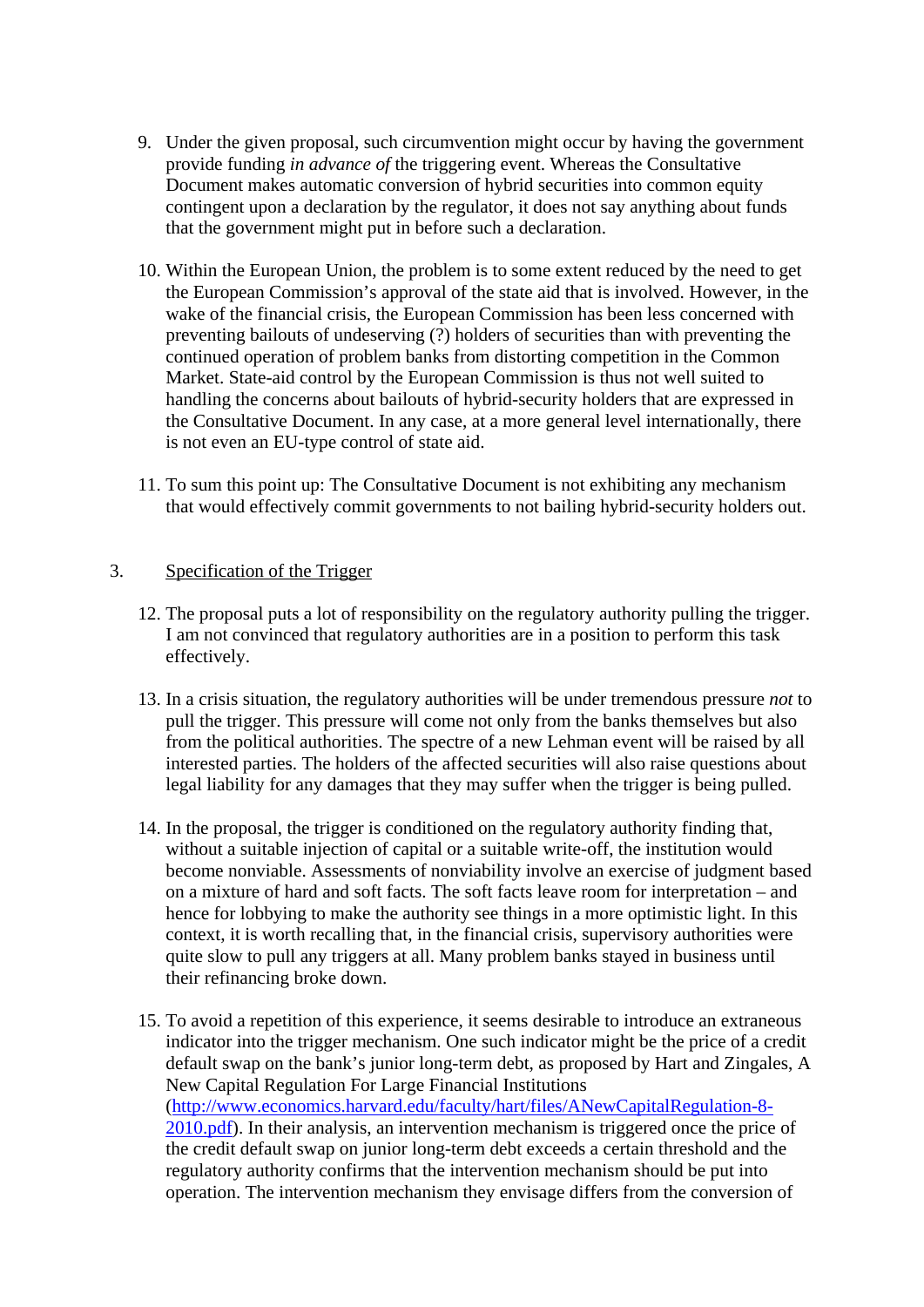9. Under the given proposal, such circumvention might occur by having the government provide funding *in advance of* the triggering event. Whereas the Consultative Document makes automatic conversion of hybrid securities into common equity contingent upon a declaration by the regulator, it does not say anything about funds that the government might put in before such a declaration.

10. Within the European Union, the problem is to some extent reduced by the need to get the European Commission's approval of the state aid that is involved. However, in the wake of the financial crisis, the European Commission has been less concerned with preventing bailouts of undeserving (?) holders of securities than with preventing the continued operation of problem banks from distorting competition in the Common Market. State-aid control by the European Commission is thus not well suited to handling the concerns about bailouts of hybrid-security holders that are expressed in the Consultative Document. In any case, at a more general level internationally, there is not even an EU-type control of state aid.

11. To sum this point up: The Consultative Document is not exhibiting any mechanism that would effectively commit governments to not bailing hybrid-security holders out.

## 3. Specification of the Trigger

12. The proposal puts a lot of responsibility on the regulatory authority pulling the trigger. I am not convinced that regulatory authorities are in a position to perform this task effectively.

13. In a crisis situation, the regulatory authorities will be under tremendous pressure *not* to pull the trigger. This pressure will come not only from the banks themselves but also from the political authorities. The spectre of a new Lehman event will be raised by all interested parties. The holders of the affected securities will also raise questions about legal liability for any damages that they may suffer when the trigger is being pulled.

14. In the proposal, the trigger is conditioned on the regulatory authority finding that, without a suitable injection of capital or a suitable write-off, the institution would become nonviable. Assessments of nonviability involve an exercise of judgment based on a mixture of hard and soft facts. The soft facts leave room for interpretation – and hence for lobbying to make the authority see things in a more optimistic light. In this context, it is worth recalling that, in the financial crisis, supervisory authorities were quite slow to pull any triggers at all. Many problem banks stayed in business until their refinancing broke down.

15. To avoid a repetition of this experience, it seems desirable to introduce an extraneous indicator into the trigger mechanism. One such indicator might be the price of a credit default swap on the bank's junior long-term debt, as proposed by Hart and Zingales, A New Capital Regulation For Large Financial Institutions ([http://www.economics.harvard.edu/faculty/hart/files/ANewCapitalRegulation-8-2010.pdf](http://www.economics.harvard.edu/faculty/hart/files/ANewCapitalRegulation-8-2010.pdf)). In their analysis, an intervention mechanism is triggered once the price of the credit default swap on junior long-term debt exceeds a certain threshold and the regulatory authority confirms that the intervention mechanism should be put into operation. The intervention mechanism they envisage differs from the conversion of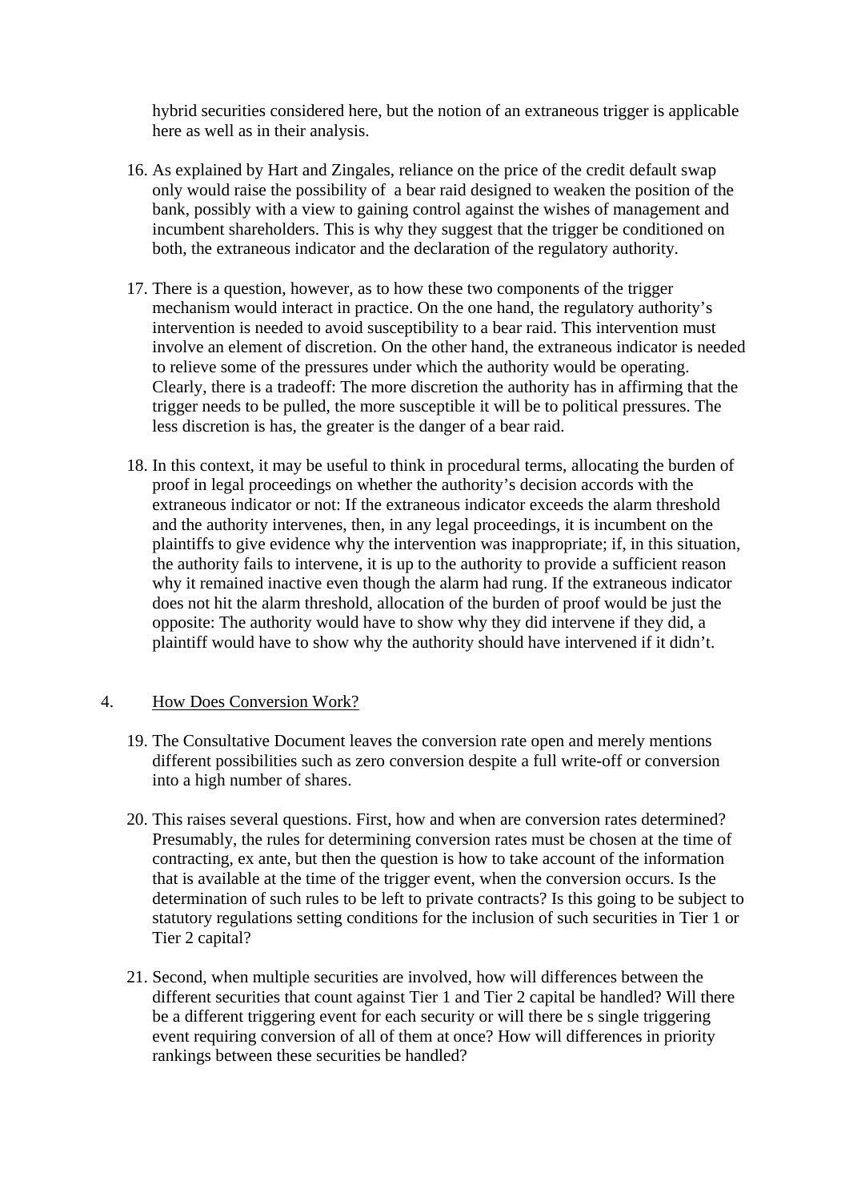hybrid securities considered here, but the notion of an extraneous trigger is applicable here as well as in their analysis.

16. As explained by Hart and Zingales, reliance on the price of the credit default swap only would raise the possibility of a bear raid designed to weaken the position of the bank, possibly with a view to gaining control against the wishes of management and incumbent shareholders. This is why they suggest that the trigger be conditioned on both, the extraneous indicator and the declaration of the regulatory authority.

17. There is a question, however, as to how these two components of the trigger mechanism would interact in practice. On the one hand, the regulatory authority's intervention is needed to avoid susceptibility to a bear raid. This intervention must involve an element of discretion. On the other hand, the extraneous indicator is needed to relieve some of the pressures under which the authority would be operating. Clearly, there is a tradeoff: The more discretion the authority has in affirming that the trigger needs to be pulled, the more susceptible it will be to political pressures. The less discretion is has, the greater is the danger of a bear raid.

18. In this context, it may be useful to think in procedural terms, allocating the burden of proof in legal proceedings on whether the authority's decision accords with the extraneous indicator or not: If the extraneous indicator exceeds the alarm threshold and the authority intervenes, then, in any legal proceedings, it is incumbent on the plaintiffs to give evidence why the intervention was inappropriate; if, in this situation, the authority fails to intervene, it is up to the authority to provide a sufficient reason why it remained inactive even though the alarm had rung. If the extraneous indicator does not hit the alarm threshold, allocation of the burden of proof would be just the opposite: The authority would have to show why they did intervene if they did, a plaintiff would have to show why the authority should have intervened if it didn't.

## 4. How Does Conversion Work?

19. The Consultative Document leaves the conversion rate open and merely mentions different possibilities such as zero conversion despite a full write-off or conversion into a high number of shares.

20. This raises several questions. First, how and when are conversion rates determined? Presumably, the rules for determining conversion rates must be chosen at the time of contracting, ex ante, but then the question is how to take account of the information that is available at the time of the trigger event, when the conversion occurs. Is the determination of such rules to be left to private contracts? Is this going to be subject to statutory regulations setting conditions for the inclusion of such securities in Tier 1 or Tier 2 capital?

21. Second, when multiple securities are involved, how will differences between the different securities that count against Tier 1 and Tier 2 capital be handled? Will there be a different triggering event for each security or will there be s single triggering event requiring conversion of all of them at once? How will differences in priority rankings between these securities be handled?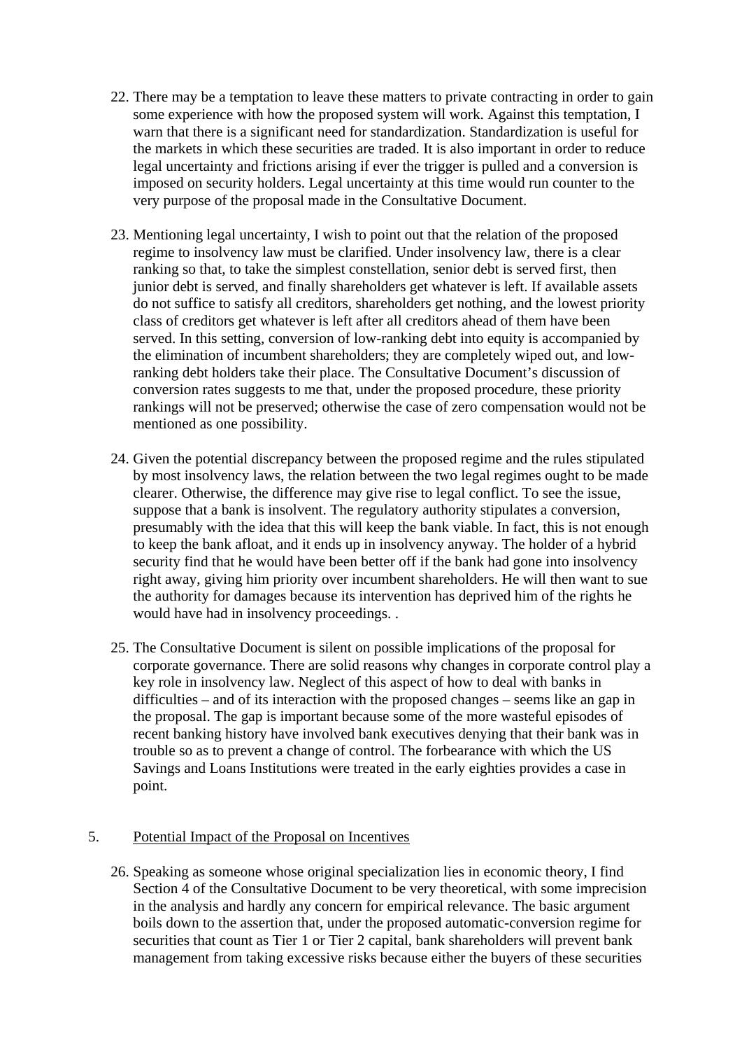22. There may be a temptation to leave these matters to private contracting in order to gain some experience with how the proposed system will work. Against this temptation, I warn that there is a significant need for standardization. Standardization is useful for the markets in which these securities are traded. It is also important in order to reduce legal uncertainty and frictions arising if ever the trigger is pulled and a conversion is imposed on security holders. Legal uncertainty at this time would run counter to the very purpose of the proposal made in the Consultative Document.

23. Mentioning legal uncertainty, I wish to point out that the relation of the proposed regime to insolvency law must be clarified. Under insolvency law, there is a clear ranking so that, to take the simplest constellation, senior debt is served first, then junior debt is served, and finally shareholders get whatever is left. If available assets do not suffice to satisfy all creditors, shareholders get nothing, and the lowest priority class of creditors get whatever is left after all creditors ahead of them have been served. In this setting, conversion of low-ranking debt into equity is accompanied by the elimination of incumbent shareholders; they are completely wiped out, and low-ranking debt holders take their place. The Consultative Document's discussion of conversion rates suggests to me that, under the proposed procedure, these priority rankings will not be preserved; otherwise the case of zero compensation would not be mentioned as one possibility.

24. Given the potential discrepancy between the proposed regime and the rules stipulated by most insolvency laws, the relation between the two legal regimes ought to be made clearer. Otherwise, the difference may give rise to legal conflict. To see the issue, suppose that a bank is insolvent. The regulatory authority stipulates a conversion, presumably with the idea that this will keep the bank viable. In fact, this is not enough to keep the bank afloat, and it ends up in insolvency anyway. The holder of a hybrid security find that he would have been better off if the bank had gone into insolvency right away, giving him priority over incumbent shareholders. He will then want to sue the authority for damages because its intervention has deprived him of the rights he would have had in insolvency proceedings. .

25. The Consultative Document is silent on possible implications of the proposal for corporate governance. There are solid reasons why changes in corporate control play a key role in insolvency law. Neglect of this aspect of how to deal with banks in difficulties – and of its interaction with the proposed changes – seems like an gap in the proposal. The gap is important because some of the more wasteful episodes of recent banking history have involved bank executives denying that their bank was in trouble so as to prevent a change of control. The forbearance with which the US Savings and Loans Institutions were treated in the early eighties provides a case in point.

## 5. Potential Impact of the Proposal on Incentives

26. Speaking as someone whose original specialization lies in economic theory, I find Section 4 of the Consultative Document to be very theoretical, with some imprecision in the analysis and hardly any concern for empirical relevance. The basic argument boils down to the assertion that, under the proposed automatic-conversion regime for securities that count as Tier 1 or Tier 2 capital, bank shareholders will prevent bank management from taking excessive risks because either the buyers of these securities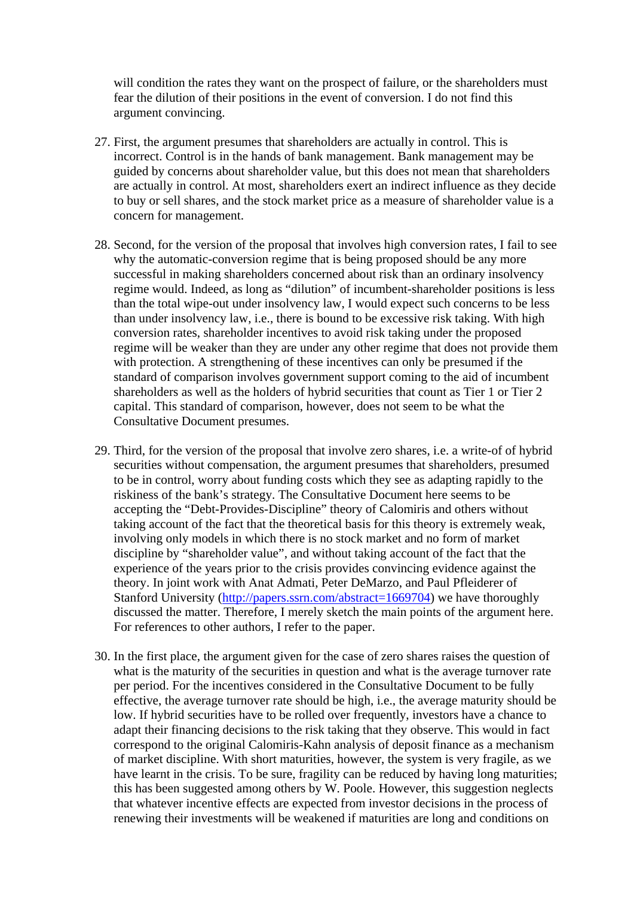will condition the rates they want on the prospect of failure, or the shareholders must fear the dilution of their positions in the event of conversion. I do not find this argument convincing.

27. First, the argument presumes that shareholders are actually in control. This is incorrect. Control is in the hands of bank management. Bank management may be guided by concerns about shareholder value, but this does not mean that shareholders are actually in control. At most, shareholders exert an indirect influence as they decide to buy or sell shares, and the stock market price as a measure of shareholder value is a concern for management.

28. Second, for the version of the proposal that involves high conversion rates, I fail to see why the automatic-conversion regime that is being proposed should be any more successful in making shareholders concerned about risk than an ordinary insolvency regime would. Indeed, as long as "dilution" of incumbent-shareholder positions is less than the total wipe-out under insolvency law, I would expect such concerns to be less than under insolvency law, i.e., there is bound to be excessive risk taking. With high conversion rates, shareholder incentives to avoid risk taking under the proposed regime will be weaker than they are under any other regime that does not provide them with protection. A strengthening of these incentives can only be presumed if the standard of comparison involves government support coming to the aid of incumbent shareholders as well as the holders of hybrid securities that count as Tier 1 or Tier 2 capital. This standard of comparison, however, does not seem to be what the Consultative Document presumes.

29. Third, for the version of the proposal that involve zero shares, i.e. a write-of of hybrid securities without compensation, the argument presumes that shareholders, presumed to be in control, worry about funding costs which they see as adapting rapidly to the riskiness of the bank's strategy. The Consultative Document here seems to be accepting the "Debt-Provides-Discipline" theory of Calomiris and others without taking account of the fact that the theoretical basis for this theory is extremely weak, involving only models in which there is no stock market and no form of market discipline by "shareholder value", and without taking account of the fact that the experience of the years prior to the crisis provides convincing evidence against the theory. In joint work with Anat Admati, Peter DeMarzo, and Paul Pfleiderer of Stanford University (http://papers.ssrn.com/abstract=1669704) we have thoroughly discussed the matter. Therefore, I merely sketch the main points of the argument here. For references to other authors, I refer to the paper.

30. In the first place, the argument given for the case of zero shares raises the question of what is the maturity of the securities in question and what is the average turnover rate per period. For the incentives considered in the Consultative Document to be fully effective, the average turnover rate should be high, i.e., the average maturity should be low. If hybrid securities have to be rolled over frequently, investors have a chance to adapt their financing decisions to the risk taking that they observe. This would in fact correspond to the original Calomiris-Kahn analysis of deposit finance as a mechanism of market discipline. With short maturities, however, the system is very fragile, as we have learnt in the crisis. To be sure, fragility can be reduced by having long maturities; this has been suggested among others by W. Poole. However, this suggestion neglects that whatever incentive effects are expected from investor decisions in the process of renewing their investments will be weakened if maturities are long and conditions on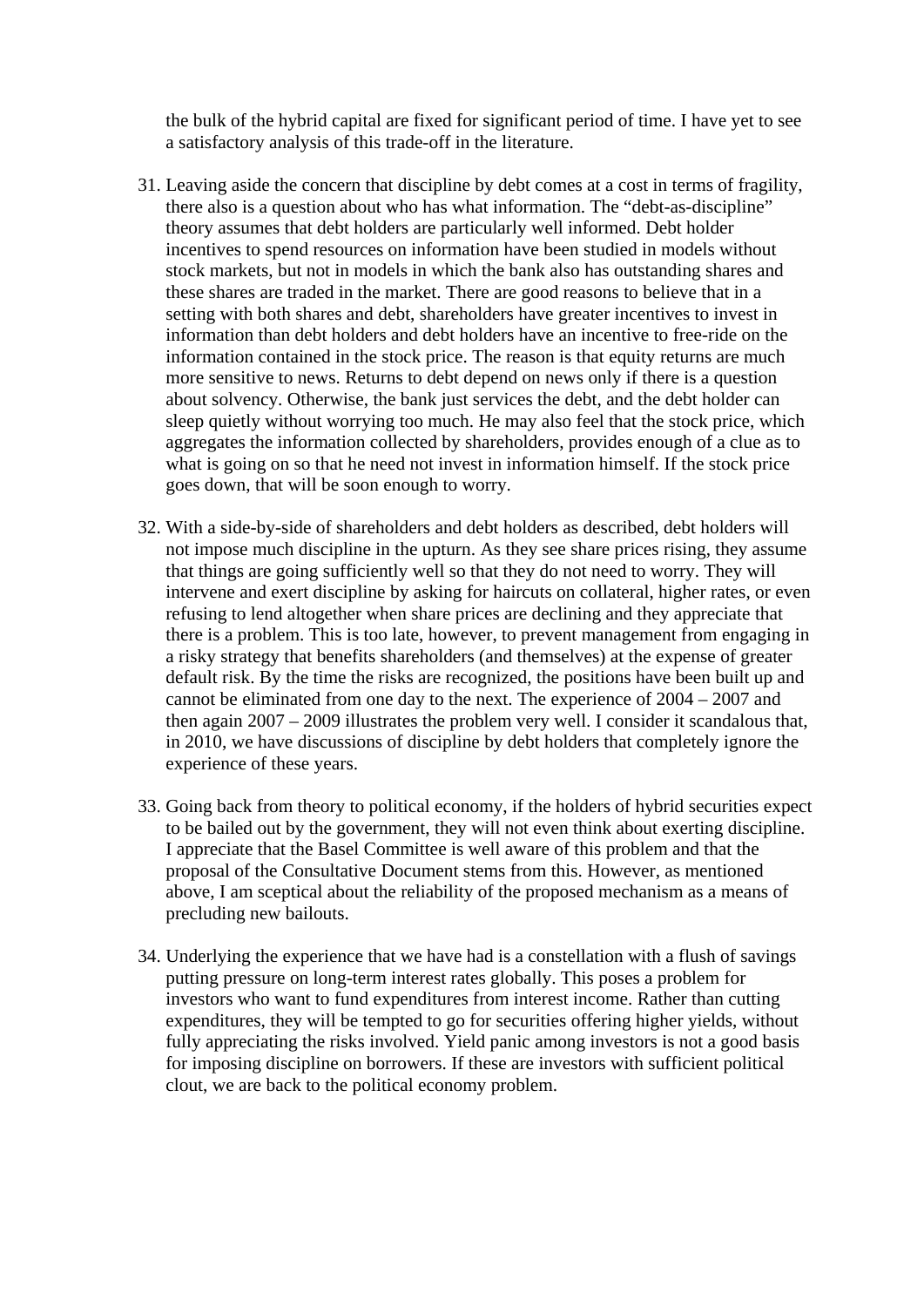the bulk of the hybrid capital are fixed for significant period of time. I have yet to see a satisfactory analysis of this trade-off in the literature.

31. Leaving aside the concern that discipline by debt comes at a cost in terms of fragility, there also is a question about who has what information. The "debt-as-discipline" theory assumes that debt holders are particularly well informed. Debt holder incentives to spend resources on information have been studied in models without stock markets, but not in models in which the bank also has outstanding shares and these shares are traded in the market. There are good reasons to believe that in a setting with both shares and debt, shareholders have greater incentives to invest in information than debt holders and debt holders have an incentive to free-ride on the information contained in the stock price. The reason is that equity returns are much more sensitive to news. Returns to debt depend on news only if there is a question about solvency. Otherwise, the bank just services the debt, and the debt holder can sleep quietly without worrying too much. He may also feel that the stock price, which aggregates the information collected by shareholders, provides enough of a clue as to what is going on so that he need not invest in information himself. If the stock price goes down, that will be soon enough to worry.

32. With a side-by-side of shareholders and debt holders as described, debt holders will not impose much discipline in the upturn. As they see share prices rising, they assume that things are going sufficiently well so that they do not need to worry. They will intervene and exert discipline by asking for haircuts on collateral, higher rates, or even refusing to lend altogether when share prices are declining and they appreciate that there is a problem. This is too late, however, to prevent management from engaging in a risky strategy that benefits shareholders (and themselves) at the expense of greater default risk. By the time the risks are recognized, the positions have been built up and cannot be eliminated from one day to the next. The experience of 2004 – 2007 and then again 2007 – 2009 illustrates the problem very well. I consider it scandalous that, in 2010, we have discussions of discipline by debt holders that completely ignore the experience of these years.

33. Going back from theory to political economy, if the holders of hybrid securities expect to be bailed out by the government, they will not even think about exerting discipline. I appreciate that the Basel Committee is well aware of this problem and that the proposal of the Consultative Document stems from this. However, as mentioned above, I am sceptical about the reliability of the proposed mechanism as a means of precluding new bailouts.

34. Underlying the experience that we have had is a constellation with a flush of savings putting pressure on long-term interest rates globally. This poses a problem for investors who want to fund expenditures from interest income. Rather than cutting expenditures, they will be tempted to go for securities offering higher yields, without fully appreciating the risks involved. Yield panic among investors is not a good basis for imposing discipline on borrowers. If these are investors with sufficient political clout, we are back to the political economy problem.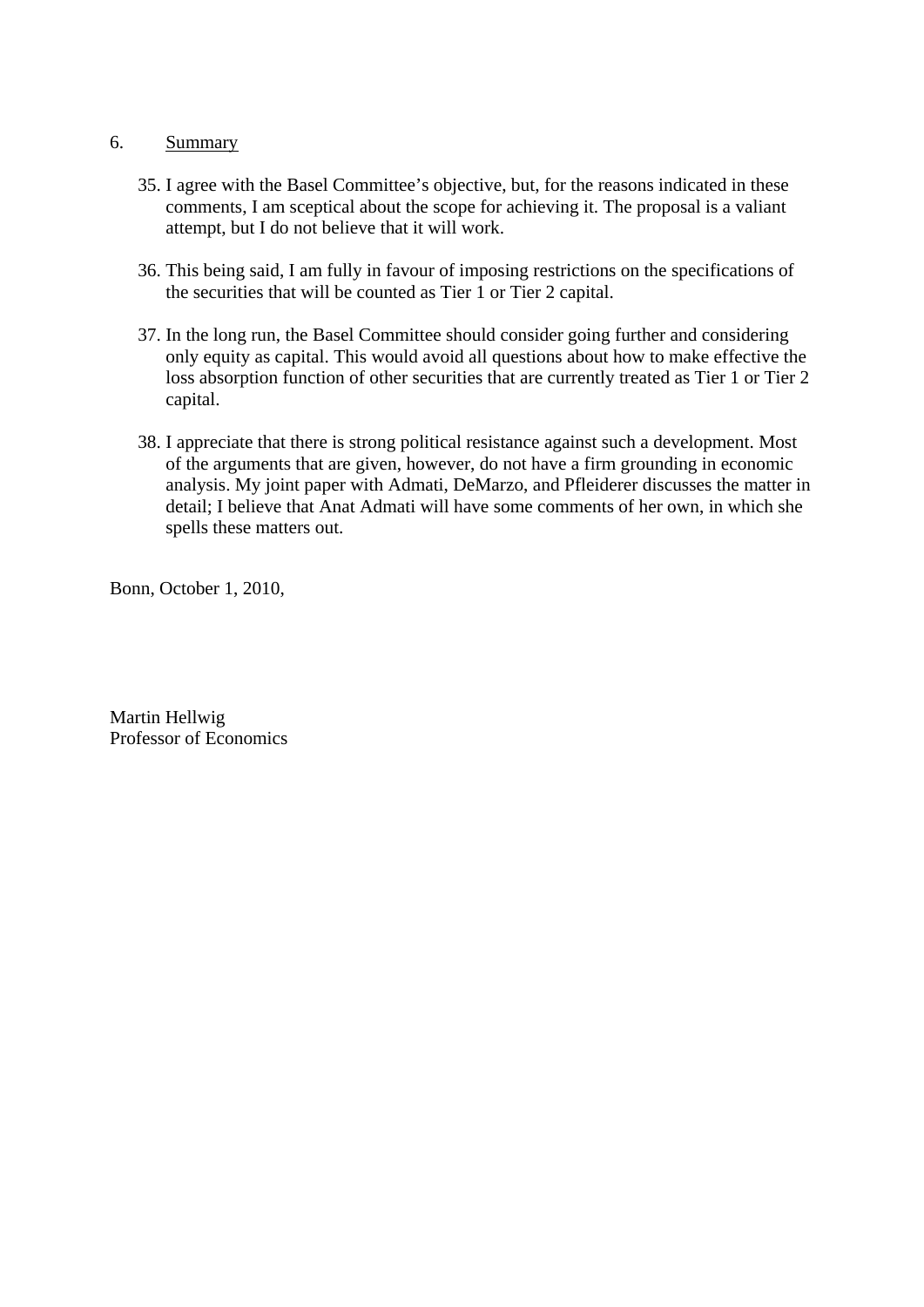## 6. Summary

35. I agree with the Basel Committee's objective, but, for the reasons indicated in these comments, I am sceptical about the scope for achieving it. The proposal is a valiant attempt, but I do not believe that it will work.

36. This being said, I am fully in favour of imposing restrictions on the specifications of the securities that will be counted as Tier 1 or Tier 2 capital.

37. In the long run, the Basel Committee should consider going further and considering only equity as capital. This would avoid all questions about how to make effective the loss absorption function of other securities that are currently treated as Tier 1 or Tier 2 capital.

38. I appreciate that there is strong political resistance against such a development. Most of the arguments that are given, however, do not have a firm grounding in economic analysis. My joint paper with Admati, DeMarzo, and Pfleiderer discusses the matter in detail; I believe that Anat Admati will have some comments of her own, in which she spells these matters out.

Bonn, October 1, 2010,

Martin Hellwig
Professor of Economics